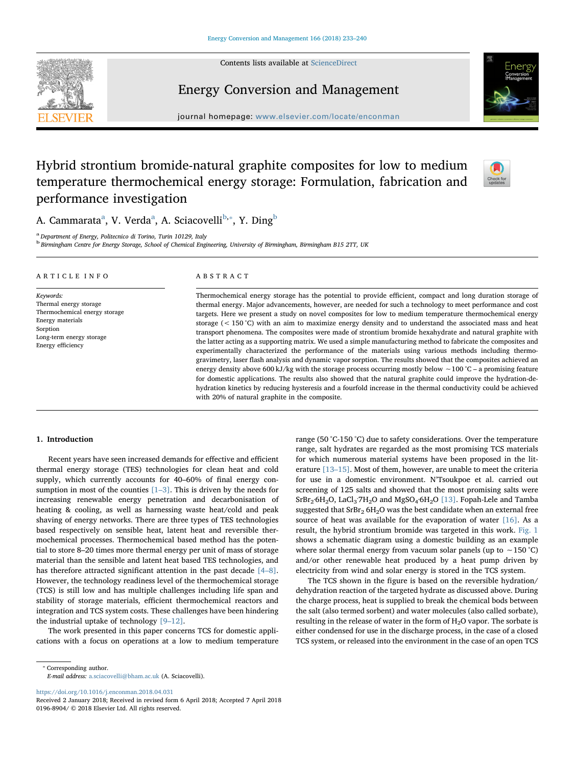# Hybrid strontium bromide-natural graphite composites for low to medium temperature thermochemical energy storage: Formulation, fabrication and performance investigation

A. Cammarata[a], V. Verda[a], A. Sciacovelli[b,*], Y. Ding[b]

[a] Department of Energy, Politecnico di Torino, Turin 10129, Italy
[b] Birmingham Centre for Energy Storage, School of Chemical Engineering, University of Birmingham, Birmingham B15 2TT, UK

## ARTICLE INFO

*Keywords:*
Thermal energy storage
Thermochemical energy storage
Energy materials
Sorption
Long-term energy storage
Energy efficiency

## ABSTRACT

Thermochemical energy storage has the potential to provide efficient, compact and long duration storage of thermal energy. Major advancements, however, are needed for such a technology to meet performance and cost targets. Here we present a study on novel composites for low to medium temperature thermochemical energy storage (< 150 °C) with an aim to maximize energy density and to understand the associated mass and heat transport phenomena. The composites were made of strontium bromide hexahydrate and natural graphite with the latter acting as a supporting matrix. We used a simple manufacturing method to fabricate the composites and experimentally characterized the performance of the materials using various methods including thermogravimetry, laser flash analysis and dynamic vapor sorption. The results showed that the composites achieved an energy density above 600 kJ/kg with the storage process occurring mostly below ~100 °C – a promising feature for domestic applications. The results also showed that the natural graphite could improve the hydration-dehydration kinetics by reducing hysteresis and a fourfold increase in the thermal conductivity could be achieved with 20% of natural graphite in the composite.

## 1. Introduction

Recent years have seen increased demands for effective and efficient thermal energy storage (TES) technologies for clean heat and cold supply, which currently accounts for 40–60% of final energy consumption in most of the counties [1–3]. This is driven by the needs for increasing renewable energy penetration and decarbonisation of heating & cooling, as well as harnessing waste heat/cold and peak shaving of energy networks. There are three types of TES technologies based respectively on sensible heat, latent heat and reversible thermochemical processes. Thermochemical based method has the potential to store 8–20 times more thermal energy per unit of mass of storage material than the sensible and latent heat based TES technologies, and has therefore attracted significant attention in the past decade [4–8]. However, the technology readiness level of the thermochemical storage (TCS) is still low and has multiple challenges including life span and stability of storage materials, efficient thermochemical reactors and integration and TCS system costs. These challenges have been hindering the industrial uptake of technology [9–12].

The work presented in this paper concerns TCS for domestic applications with a focus on operations at a low to medium temperature range (50 °C-150 °C) due to safety considerations. Over the temperature range, salt hydrates are regarded as the most promising TCS materials for which numerous material systems have been proposed in the literature [13–15]. Most of them, however, are unable to meet the criteria for use in a domestic environment. N'Tsoukpoe et al. carried out screening of 125 salts and showed that the most promising salts were $SrBr_2 \cdot 6H_2O$, $LaCl_3 \cdot 7H_2O$ and $MgSO_4 \cdot 6H_2O$ [13]. Fopah-Lele and Tamba suggested that $SrBr_2\ 6H_2O$ was the best candidate when an external free source of heat was available for the evaporation of water [16]. As a result, the hybrid strontium bromide was targeted in this work. Fig. 1 shows a schematic diagram using a domestic building as an example where solar thermal energy from vacuum solar panels (up to ~150 °C) and/or other renewable heat produced by a heat pump driven by electricity from wind and solar energy is stored in the TCS system.

The TCS shown in the figure is based on the reversible hydration/dehydration reaction of the targeted hydrate as discussed above. During the charge process, heat is supplied to break the chemical bods between the salt (also termed sorbent) and water molecules (also called sorbate), resulting in the release of water in the form of $H_2O$ vapor. The sorbate is either condensed for use in the discharge process, in the case of a closed TCS system, or released into the environment in the case of an open TCS

---

* Corresponding author.
*E-mail address:* a.sciacovelli@bham.ac.uk (A. Sciacovelli).

https://doi.org/10.1016/j.enconman.2018.04.031
Received 2 January 2018; Received in revised form 6 April 2018; Accepted 7 April 2018
0196-8904/ © 2018 Elsevier Ltd. All rights reserved.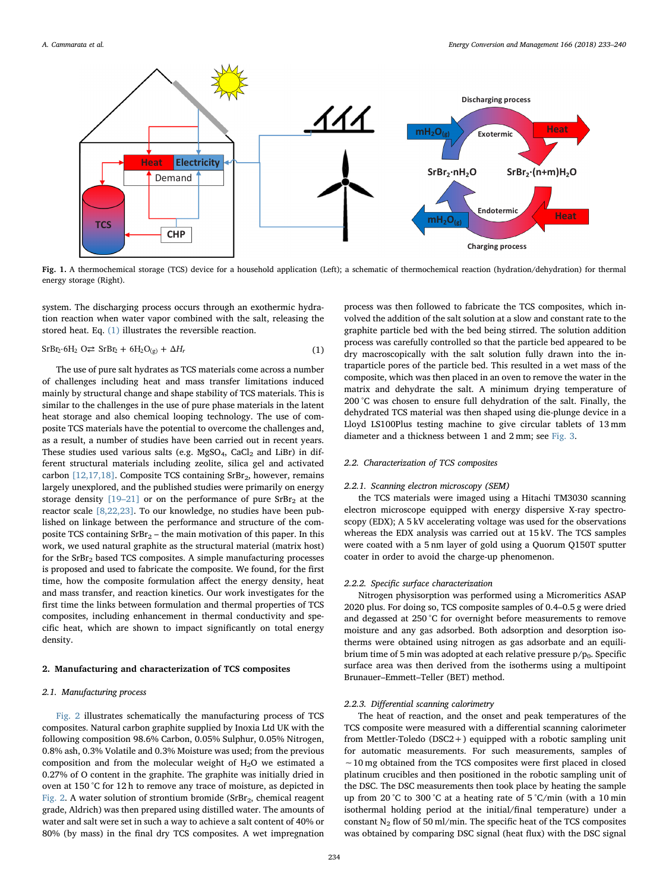Fig. 1. A thermochemical storage (TCS) device for a household application (Left); a schematic of thermochemical reaction (hydration/dehydration) for thermal energy storage (Right).

system. The discharging process occurs through an exothermic hydration reaction when water vapor combined with the salt, releasing the stored heat. Eq. (1) illustrates the reversible reaction.

$$SrBr_2{\cdot}6H_2O \rightleftarrows SrBr_2 + 6H_2O_{(g)} + \Delta H_r \qquad (1)$$

The use of pure salt hydrates as TCS materials come across a number of challenges including heat and mass transfer limitations induced mainly by structural change and shape stability of TCS materials. This is similar to the challenges in the use of pure phase materials in the latent heat storage and also chemical looping technology. The use of composite TCS materials have the potential to overcome the challenges and, as a result, a number of studies have been carried out in recent years. These studies used various salts (e.g. $MgSO_4$, $CaCl_2$ and LiBr) in different structural materials including zeolite, silica gel and activated carbon [12,17,18]. Composite TCS containing $SrBr_2$, however, remains largely unexplored, and the published studies were primarily on energy storage density [19–21] or on the performance of pure $SrBr_2$ at the reactor scale [8,22,23]. To our knowledge, no studies have been published on linkage between the performance and structure of the composite TCS containing $SrBr_2$ – the main motivation of this paper. In this work, we used natural graphite as the structural material (matrix host) for the $SrBr_2$ based TCS composites. A simple manufacturing processes is proposed and used to fabricate the composite. We found, for the first time, how the composite formulation affect the energy density, heat and mass transfer, and reaction kinetics. Our work investigates for the first time the links between formulation and thermal properties of TCS composites, including enhancement in thermal conductivity and specific heat, which are shown to impact significantly on total energy density.

## 2. Manufacturing and characterization of TCS composites

### 2.1. Manufacturing process

Fig. 2 illustrates schematically the manufacturing process of TCS composites. Natural carbon graphite supplied by Inoxia Ltd UK with the following composition 98.6% Carbon, 0.05% Sulphur, 0.05% Nitrogen, 0.8% ash, 0.3% Volatile and 0.3% Moisture was used; from the previous composition and from the molecular weight of $H_2O$ we estimated a 0.27% of O content in the graphite. The graphite was initially dried in oven at 150 °C for 12 h to remove any trace of moisture, as depicted in Fig. 2. A water solution of strontium bromide ($SrBr_2$, chemical reagent grade, Aldrich) was then prepared using distilled water. The amounts of water and salt were set in such a way to achieve a salt content of 40% or 80% (by mass) in the final dry TCS composites. A wet impregnation process was then followed to fabricate the TCS composites, which involved the addition of the salt solution at a slow and constant rate to the graphite particle bed with the bed being stirred. The solution addition process was carefully controlled so that the particle bed appeared to be dry macroscopically with the salt solution fully drawn into the intraparticle pores of the particle bed. This resulted in a wet mass of the composite, which was then placed in an oven to remove the water in the matrix and dehydrate the salt. A minimum drying temperature of 200 °C was chosen to ensure full dehydration of the salt. Finally, the dehydrated TCS material was then shaped using die-plunge device in a Lloyd LS100Plus testing machine to give circular tablets of 13 mm diameter and a thickness between 1 and 2 mm; see Fig. 3.

### 2.2. Characterization of TCS composites

#### 2.2.1. Scanning electron microscopy (SEM)

the TCS materials were imaged using a Hitachi TM3030 scanning electron microscope equipped with energy dispersive X-ray spectroscopy (EDX); A 5 kV accelerating voltage was used for the observations whereas the EDX analysis was carried out at 15 kV. The TCS samples were coated with a 5 nm layer of gold using a Quorum Q150T sputter coater in order to avoid the charge-up phenomenon.

#### 2.2.2. Specific surface characterization

Nitrogen physisorption was performed using a Micromeritics ASAP 2020 plus. For doing so, TCS composite samples of 0.4–0.5 g were dried and degassed at 250 °C for overnight before measurements to remove moisture and any gas adsorbed. Both adsorption and desorption isotherms were obtained using nitrogen as gas adsorbate and an equilibrium time of 5 min was adopted at each relative pressure $p/p_0$. Specific surface area was then derived from the isotherms using a multipoint Brunauer–Emmett–Teller (BET) method.

#### 2.2.3. Differential scanning calorimetry

The heat of reaction, and the onset and peak temperatures of the TCS composite were measured with a differential scanning calorimeter from Mettler-Toledo (DSC2+) equipped with a robotic sampling unit for automatic measurements. For such measurements, samples of ~10 mg obtained from the TCS composites were first placed in closed platinum crucibles and then positioned in the robotic sampling unit of the DSC. The DSC measurements then took place by heating the sample up from 20 °C to 300 °C at a heating rate of 5 °C/min (with a 10 min isothermal holding period at the initial/final temperature) under a constant $N_2$ flow of 50 ml/min. The specific heat of the TCS composites was obtained by comparing DSC signal (heat flux) with the DSC signal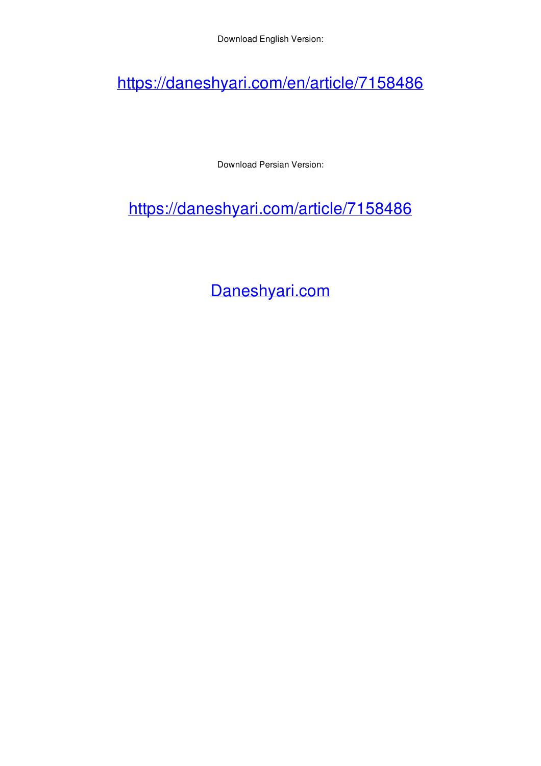Download English Version:

https://daneshyari.com/en/article/7158486

Download Persian Version:

https://daneshyari.com/article/7158486

Daneshyari.com